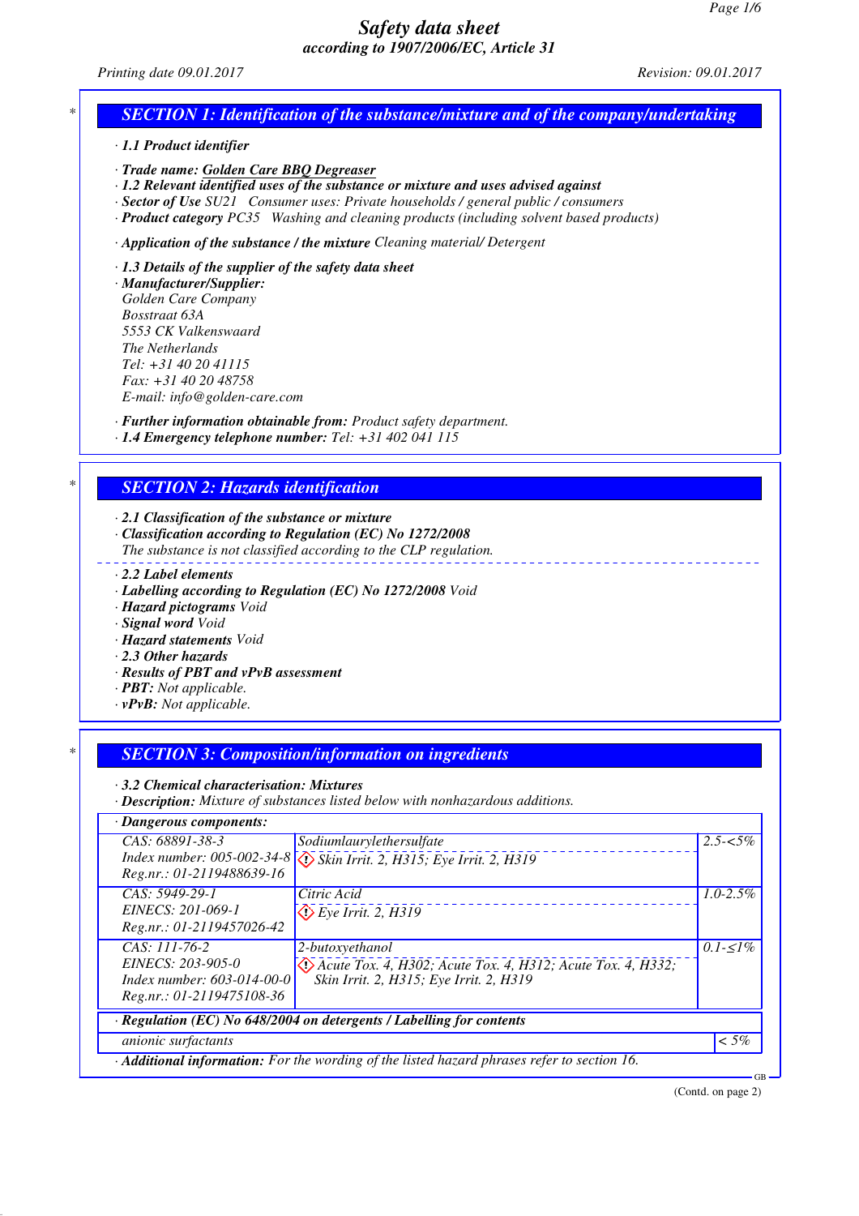# Safety data sheet
## according to 1907/2006/EC, Article 31

Printing date 09.01.2017 Revision: 09.01.2017

## SECTION 1: Identification of the substance/mixture and of the company/undertaking

· **1.1 Product identifier**

· **Trade name:** Golden Care BBQ Degreaser
· **1.2 Relevant identified uses of the substance or mixture and uses advised against**
· **Sector of Use** SU21 Consumer uses: Private households / general public / consumers
· **Product category** PC35 Washing and cleaning products (including solvent based products)

· **Application of the substance / the mixture** Cleaning material/ Detergent

· **1.3 Details of the supplier of the safety data sheet**
· **Manufacturer/Supplier:**
Golden Care Company
Bosstraat 63A
5553 CK Valkenswaard
The Netherlands
Tel: +31 40 20 41115
Fax: +31 40 20 48758
E-mail: info@golden-care.com

· **Further information obtainable from:** Product safety department.
· **1.4 Emergency telephone number:** Tel: +31 402 041 115

## SECTION 2: Hazards identification

· **2.1 Classification of the substance or mixture**
· **Classification according to Regulation (EC) No 1272/2008**
The substance is not classified according to the CLP regulation.

· **2.2 Label elements**
· **Labelling according to Regulation (EC) No 1272/2008** Void
· **Hazard pictograms** Void
· **Signal word** Void
· **Hazard statements** Void
· **2.3 Other hazards**
· **Results of PBT and vPvB assessment**
· **PBT:** Not applicable.
· **vPvB:** Not applicable.

## SECTION 3: Composition/information on ingredients

· **3.2 Chemical characterisation: Mixtures**
· **Description:** Mixture of substances listed below with nonhazardous additions.

· **Dangerous components:**

| Identifiers | Substance / Classification | Concentration |
|---|---|---|
| CAS: 68891-38-3<br>Index number: 005-002-34-8<br>Reg.nr.: 01-2119488639-16 | Sodiumlaurylethersulfate<br>Skin Irrit. 2, H315; Eye Irrit. 2, H319 | 2.5-<5% |
| CAS: 5949-29-1<br>EINECS: 201-069-1<br>Reg.nr.: 01-2119457026-42 | Citric Acid<br>Eye Irrit. 2, H319 | 1.0-2.5% |
| CAS: 111-76-2<br>EINECS: 203-905-0<br>Index number: 603-014-00-0<br>Reg.nr.: 01-2119475108-36 | 2-butoxyethanol<br>Acute Tox. 4, H302; Acute Tox. 4, H312; Acute Tox. 4, H332; Skin Irrit. 2, H315; Eye Irrit. 2, H319 | 0.1-≤1% |

· **Regulation (EC) No 648/2004 on detergents / Labelling for contents**

| anionic surfactants | < 5% |
|---|---|

· **Additional information:** For the wording of the listed hazard phrases refer to section 16.

(Contd. on page 2)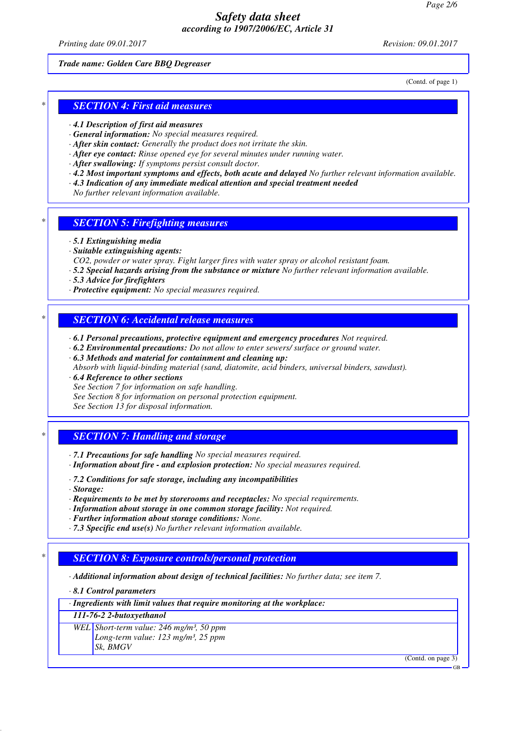Trade name: Golden Care BBQ Degreaser

(Contd. of page 1)

## SECTION 4: First aid measures

· **4.1 Description of first aid measures**
· **General information:** No special measures required.
· **After skin contact:** Generally the product does not irritate the skin.
· **After eye contact:** Rinse opened eye for several minutes under running water.
· **After swallowing:** If symptoms persist consult doctor.
· **4.2 Most important symptoms and effects, both acute and delayed** No further relevant information available.
· **4.3 Indication of any immediate medical attention and special treatment needed**
No further relevant information available.

## SECTION 5: Firefighting measures

· **5.1 Extinguishing media**
· **Suitable extinguishing agents:**
$CO_2$, powder or water spray. Fight larger fires with water spray or alcohol resistant foam.
· **5.2 Special hazards arising from the substance or mixture** No further relevant information available.
· **5.3 Advice for firefighters**
· **Protective equipment:** No special measures required.

## SECTION 6: Accidental release measures

· **6.1 Personal precautions, protective equipment and emergency procedures** Not required.
· **6.2 Environmental precautions:** Do not allow to enter sewers/ surface or ground water.
· **6.3 Methods and material for containment and cleaning up:**
Absorb with liquid-binding material (sand, diatomite, acid binders, universal binders, sawdust).
· **6.4 Reference to other sections**
See Section 7 for information on safe handling.
See Section 8 for information on personal protection equipment.
See Section 13 for disposal information.

## SECTION 7: Handling and storage

· **7.1 Precautions for safe handling** No special measures required.
· **Information about fire - and explosion protection:** No special measures required.

· **7.2 Conditions for safe storage, including any incompatibilities**
· **Storage:**
· **Requirements to be met by storerooms and receptacles:** No special requirements.
· **Information about storage in one common storage facility:** Not required.
· **Further information about storage conditions:** None.
· **7.3 Specific end use(s)** No further relevant information available.

## SECTION 8: Exposure controls/personal protection

· **Additional information about design of technical facilities:** No further data; see item 7.

· **8.1 Control parameters**

| · Ingredients with limit values that require monitoring at the workplace: | |
|---|---|
| **111-76-2 2-butoxyethanol** | |
| WEL | Short-term value: 246 mg/m³, 50 ppm<br>Long-term value: 123 mg/m³, 25 ppm<br>Sk, BMGV |

(Contd. on page 3)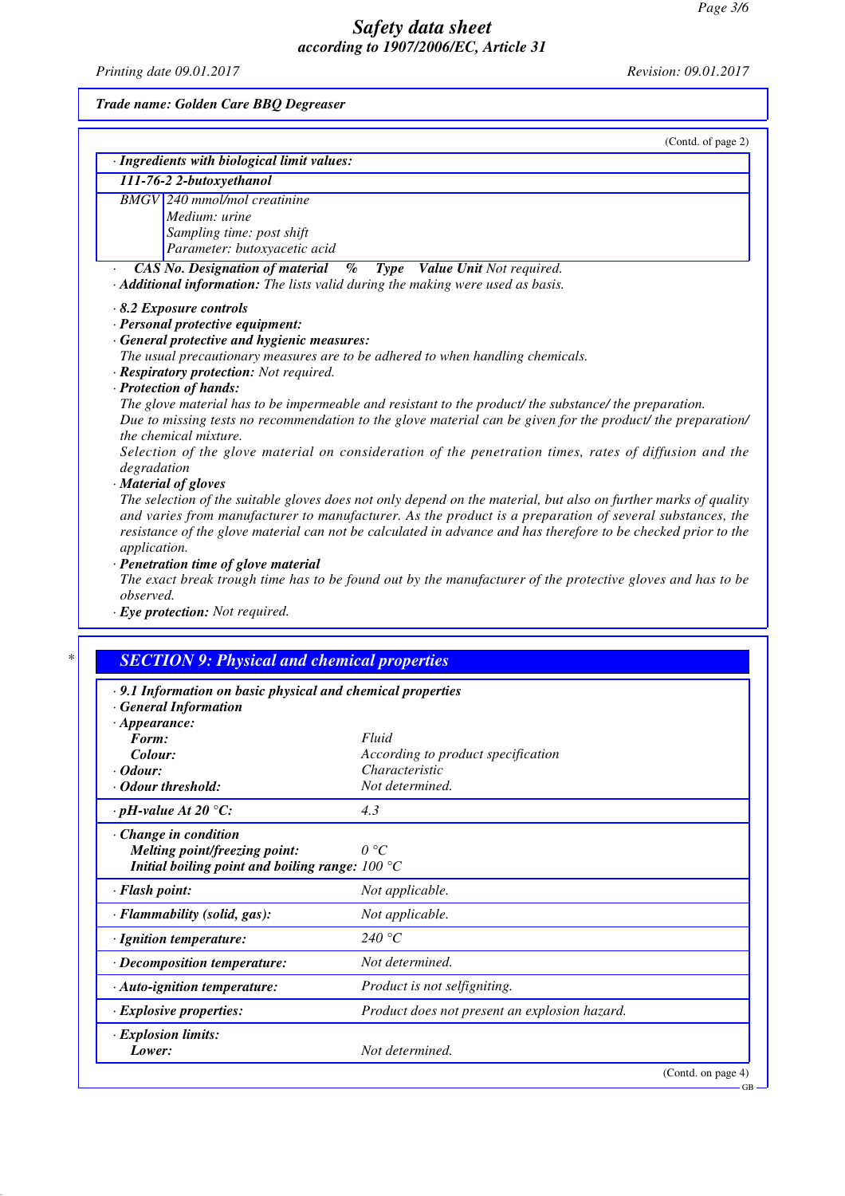**Trade name: Golden Care BBQ Degreaser**

(Contd. of page 2)

· **Ingredients with biological limit values:**

| **111-76-2 2-butoxyethanol** | |
|---|---|
| BMGV | 240 mmol/mol creatinine<br>Medium: urine<br>Sampling time: post shift<br>Parameter: butoxyacetic acid |

· **CAS No. Designation of material % Type Value Unit** Not required.

· **Additional information:** The lists valid during the making were used as basis.

· **8.2 Exposure controls**

· **Personal protective equipment:**

· **General protective and hygienic measures:**
The usual precautionary measures are to be adhered to when handling chemicals.

· **Respiratory protection:** Not required.

· **Protection of hands:**
The glove material has to be impermeable and resistant to the product/ the substance/ the preparation.
Due to missing tests no recommendation to the glove material can be given for the product/ the preparation/ the chemical mixture.
Selection of the glove material on consideration of the penetration times, rates of diffusion and the degradation

· **Material of gloves**
The selection of the suitable gloves does not only depend on the material, but also on further marks of quality and varies from manufacturer to manufacturer. As the product is a preparation of several substances, the resistance of the glove material can not be calculated in advance and has therefore to be checked prior to the application.

· **Penetration time of glove material**
The exact break trough time has to be found out by the manufacturer of the protective gloves and has to be observed.

· **Eye protection:** Not required.

## SECTION 9: Physical and chemical properties

| · **9.1 Information on basic physical and chemical properties** | |
|---|---|
| · **General Information** | |
| · **Appearance:** | |
| **Form:** | Fluid |
| **Colour:** | According to product specification |
| · **Odour:** | Characteristic |
| · **Odour threshold:** | Not determined. |
| · **pH-value At 20 °C:** | 4.3 |
| · **Change in condition** | |
| **Melting point/freezing point:** | 0 °C |
| **Initial boiling point and boiling range:** | 100 °C |
| · **Flash point:** | Not applicable. |
| · **Flammability (solid, gas):** | Not applicable. |
| · **Ignition temperature:** | 240 °C |
| · **Decomposition temperature:** | Not determined. |
| · **Auto-ignition temperature:** | Product is not selfigniting. |
| · **Explosive properties:** | Product does not present an explosion hazard. |
| · **Explosion limits:** | |
| **Lower:** | Not determined. |

(Contd. on page 4)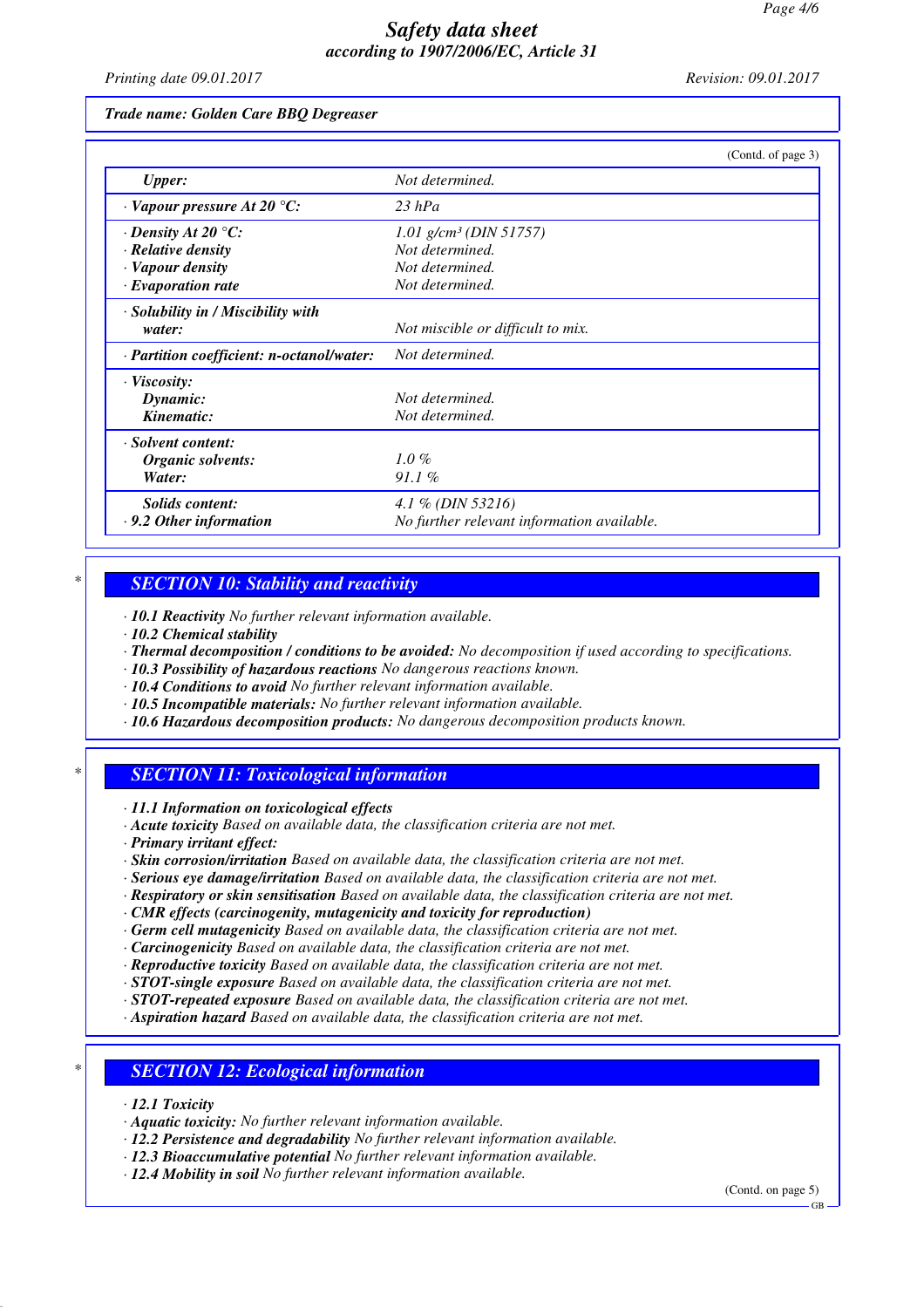*Safety data sheet*
*according to 1907/2006/EC, Article 31*

*Printing date 09.01.2017* *Revision: 09.01.2017*

***Trade name: Golden Care BBQ Degreaser***

(Contd. of page 3)

| | |
|---|---|
| ***Upper:*** | *Not determined.* |
| *· **Vapour pressure At 20 °C:*** | *23 hPa* |
| *· **Density At 20 °C:*** | *1.01 g/cm³ (DIN 51757)* |
| *· **Relative density*** | *Not determined.* |
| *· **Vapour density*** | *Not determined.* |
| *· **Evaporation rate*** | *Not determined.* |
| *· **Solubility in / Miscibility with water:*** | *Not miscible or difficult to mix.* |
| *· **Partition coefficient: n-octanol/water:*** | *Not determined.* |
| *· **Viscosity:*** | |
| ***Dynamic:*** | *Not determined.* |
| ***Kinematic:*** | *Not determined.* |
| *· **Solvent content:*** | |
| ***Organic solvents:*** | *1.0 %* |
| ***Water:*** | *91.1 %* |
| ***Solids content:*** | *4.1 % (DIN 53216)* |
| *· **9.2 Other information*** | *No further relevant information available.* |

## *SECTION 10: Stability and reactivity*

*· **10.1 Reactivity** No further relevant information available.*
*· **10.2 Chemical stability***
*· **Thermal decomposition / conditions to be avoided:** No decomposition if used according to specifications.*
*· **10.3 Possibility of hazardous reactions** No dangerous reactions known.*
*· **10.4 Conditions to avoid** No further relevant information available.*
*· **10.5 Incompatible materials:** No further relevant information available.*
*· **10.6 Hazardous decomposition products:** No dangerous decomposition products known.*

## *SECTION 11: Toxicological information*

*· **11.1 Information on toxicological effects***
*· **Acute toxicity** Based on available data, the classification criteria are not met.*
*· **Primary irritant effect:***
*· **Skin corrosion/irritation** Based on available data, the classification criteria are not met.*
*· **Serious eye damage/irritation** Based on available data, the classification criteria are not met.*
*· **Respiratory or skin sensitisation** Based on available data, the classification criteria are not met.*
*· **CMR effects (carcinogenity, mutagenicity and toxicity for reproduction)***
*· **Germ cell mutagenicity** Based on available data, the classification criteria are not met.*
*· **Carcinogenicity** Based on available data, the classification criteria are not met.*
*· **Reproductive toxicity** Based on available data, the classification criteria are not met.*
*· **STOT-single exposure** Based on available data, the classification criteria are not met.*
*· **STOT-repeated exposure** Based on available data, the classification criteria are not met.*
*· **Aspiration hazard** Based on available data, the classification criteria are not met.*

## *SECTION 12: Ecological information*

*· **12.1 Toxicity***
*· **Aquatic toxicity:** No further relevant information available.*
*· **12.2 Persistence and degradability** No further relevant information available.*
*· **12.3 Bioaccumulative potential** No further relevant information available.*
*· **12.4 Mobility in soil** No further relevant information available.*

(Contd. on page 5)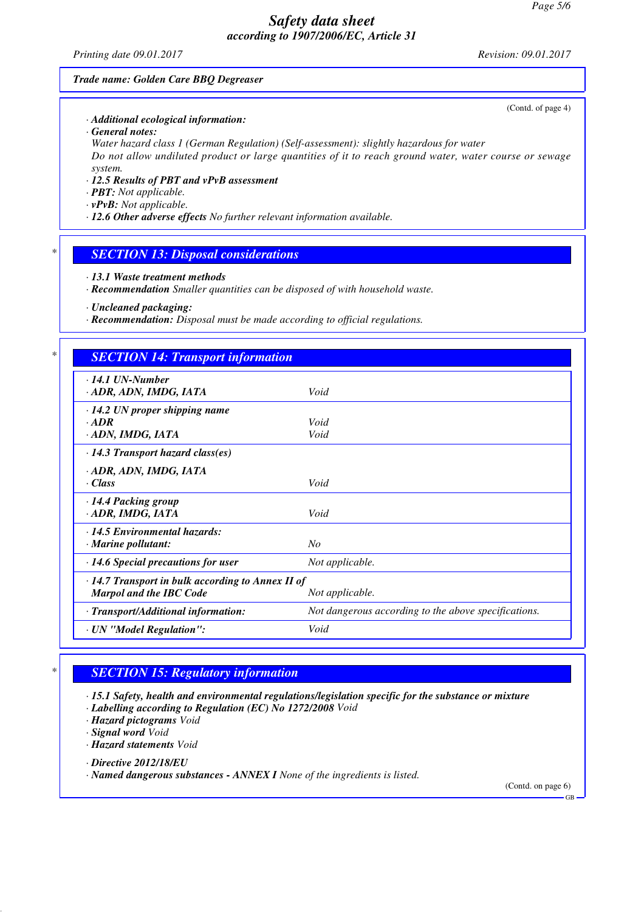*Trade name: Golden Care BBQ Degreaser*

(Contd. of page 4)

· ***Additional ecological information:***
· ***General notes:***
*Water hazard class 1 (German Regulation) (Self-assessment): slightly hazardous for water*
*Do not allow undiluted product or large quantities of it to reach ground water, water course or sewage system.*
· ***12.5 Results of PBT and vPvB assessment***
· ***PBT:*** *Not applicable.*
· ***vPvB:*** *Not applicable.*
· ***12.6 Other adverse effects*** *No further relevant information available.*

## SECTION 13: Disposal considerations

· ***13.1 Waste treatment methods***
· ***Recommendation*** *Smaller quantities can be disposed of with household waste.*

· ***Uncleaned packaging:***
· ***Recommendation:*** *Disposal must be made according to official regulations.*

## SECTION 14: Transport information

| | |
|---|---|
| · **14.1 UN-Number** | |
| · **ADR, ADN, IMDG, IATA** | Void |
| · **14.2 UN proper shipping name** | |
| · **ADR** | Void |
| · **ADN, IMDG, IATA** | Void |
| · **14.3 Transport hazard class(es)** | |
| · **ADR, ADN, IMDG, IATA** | |
| · **Class** | Void |
| · **14.4 Packing group** | |
| · **ADR, IMDG, IATA** | Void |
| · **14.5 Environmental hazards:** | |
| · **Marine pollutant:** | No |
| · **14.6 Special precautions for user** | Not applicable. |
| · **14.7 Transport in bulk according to Annex II of Marpol and the IBC Code** | Not applicable. |
| · **Transport/Additional information:** | Not dangerous according to the above specifications. |
| · **UN "Model Regulation":** | Void |

## SECTION 15: Regulatory information

· ***15.1 Safety, health and environmental regulations/legislation specific for the substance or mixture***
· ***Labelling according to Regulation (EC) No 1272/2008*** *Void*
· ***Hazard pictograms*** *Void*
· ***Signal word*** *Void*
· ***Hazard statements*** *Void*

· ***Directive 2012/18/EU***
· ***Named dangerous substances - ANNEX I*** *None of the ingredients is listed.*

(Contd. on page 6)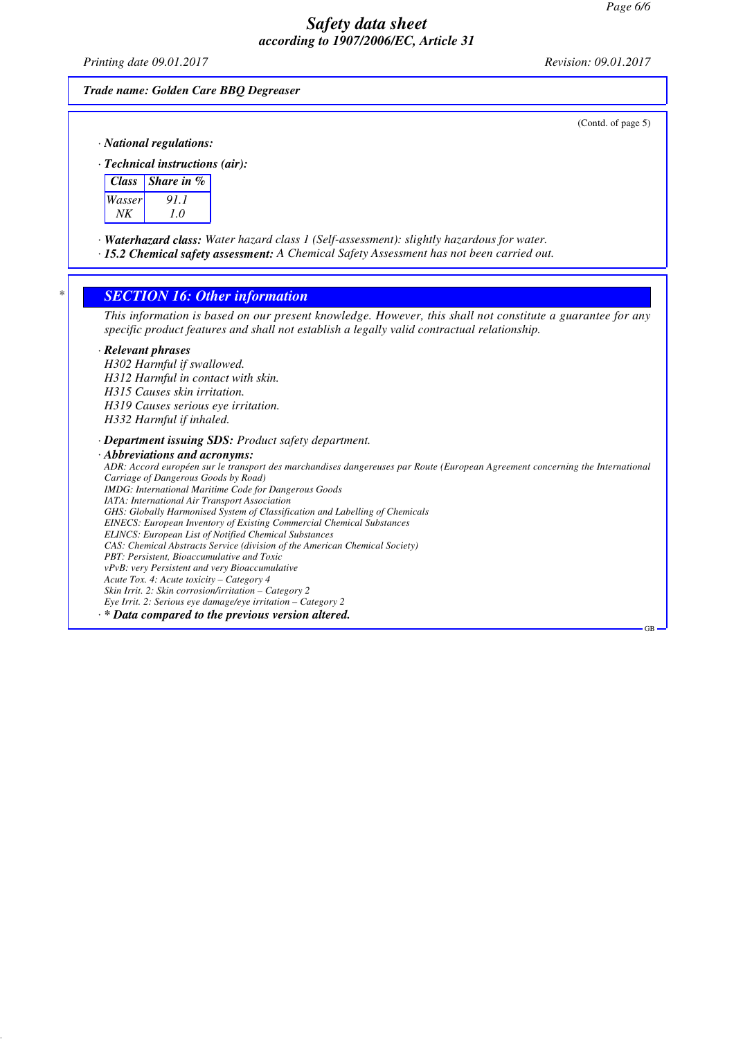(Contd. of page 5)

· *National regulations:*

· *Technical instructions (air):*

| Class | Share in % |
|---|---|
| Wasser | 91.1 |
| NK | 1.0 |

· **Waterhazard class:** Water hazard class 1 (Self-assessment): slightly hazardous for water.

· **15.2 Chemical safety assessment:** A Chemical Safety Assessment has not been carried out.

\* 

## SECTION 16: Other information

This information is based on our present knowledge. However, this shall not constitute a guarantee for any specific product features and shall not establish a legally valid contractual relationship.

· **Relevant phrases**

H302 Harmful if swallowed.
H312 Harmful in contact with skin.
H315 Causes skin irritation.
H319 Causes serious eye irritation.
H332 Harmful if inhaled.

· **Department issuing SDS:** Product safety department.

· **Abbreviations and acronyms:**

ADR: Accord européen sur le transport des marchandises dangereuses par Route (European Agreement concerning the International Carriage of Dangerous Goods by Road)
IMDG: International Maritime Code for Dangerous Goods
IATA: International Air Transport Association
GHS: Globally Harmonised System of Classification and Labelling of Chemicals
EINECS: European Inventory of Existing Commercial Chemical Substances
ELINCS: European List of Notified Chemical Substances
CAS: Chemical Abstracts Service (division of the American Chemical Society)
PBT: Persistent, Bioaccumulative and Toxic
vPvB: very Persistent and very Bioaccumulative
Acute Tox. 4: Acute toxicity – Category 4
Skin Irrit. 2: Skin corrosion/irritation – Category 2
Eye Irrit. 2: Serious eye damage/eye irritation – Category 2

· **\* Data compared to the previous version altered.**

GB